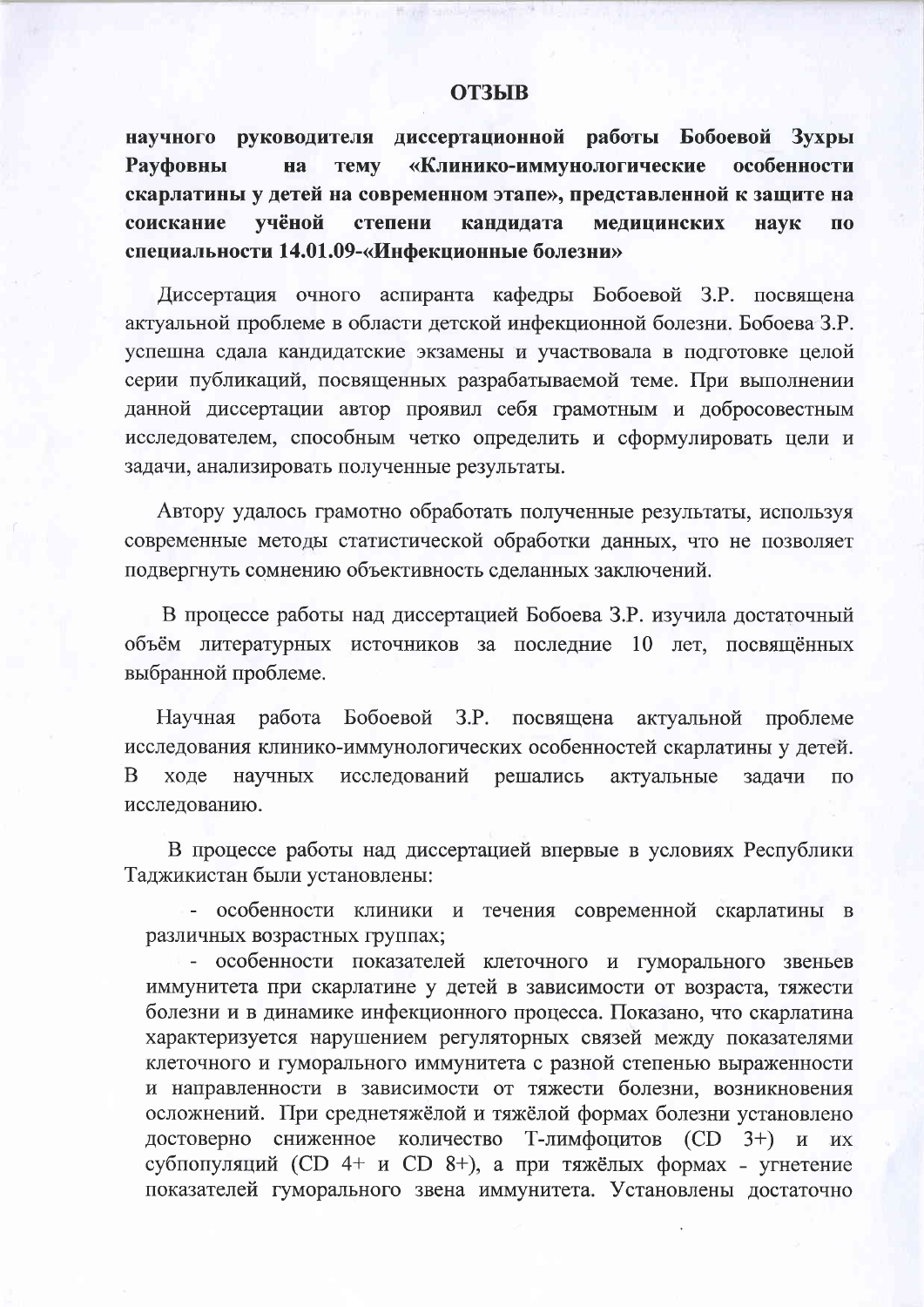# ОТЗЫВ

**научного руководителя диссертационной работы Бобоевой Зухры Рауфовны на тему «Клинико-иммунологические особенности скарлатины у детей на современном этапе», представленной к защите на соискание учёной степени кандидата медицинских наук по специальности 14.01.09-«Инфекционные болезни»**

Диссертация очного аспиранта кафедры Бобоевой З.Р. посвящена актуальной проблеме в области детской инфекционной болезни. Бобоева З.Р. успешна сдала кандидатские экзамены и участвовала в подготовке целой серии публикаций, посвященных разрабатываемой теме. При выполнении данной диссертации автор проявил себя грамотным и добросовестным исследователем, способным четко определить и сформулировать цели и задачи, анализировать полученные результаты.

Автору удалось грамотно обработать полученные результаты, используя современные методы статистической обработки данных, что не позволяет подвергнуть сомнению объективность сделанных заключений.

В процессе работы над диссертацией Бобоева З.Р. изучила достаточный объём литературных источников за последние 10 лет, посвящённых выбранной проблеме.

Научная работа Бобоевой З.Р. посвящена актуальной проблеме исследования клинико-иммунологических особенностей скарлатины у детей. В ходе научных исследований решались актуальные задачи по исследованию.

В процессе работы над диссертацией впервые в условиях Республики Таджикистан были установлены:

- особенности клиники и течения современной скарлатины в различных возрастных группах;
- особенности показателей клеточного и гуморального звеньев иммунитета при скарлатине у детей в зависимости от возраста, тяжести болезни и в динамике инфекционного процесса. Показано, что скарлатина характеризуется нарушением регуляторных связей между показателями клеточного и гуморального иммунитета с разной степенью выраженности и направленности в зависимости от тяжести болезни, возникновения осложнений. При среднетяжёлой и тяжёлой формах болезни установлено достоверно сниженное количество Т-лимфоцитов (CD 3+) и их субпопуляций (CD 4+ и CD 8+), а при тяжёлых формах - угнетение показателей гуморального звена иммунитета. Установлены достаточно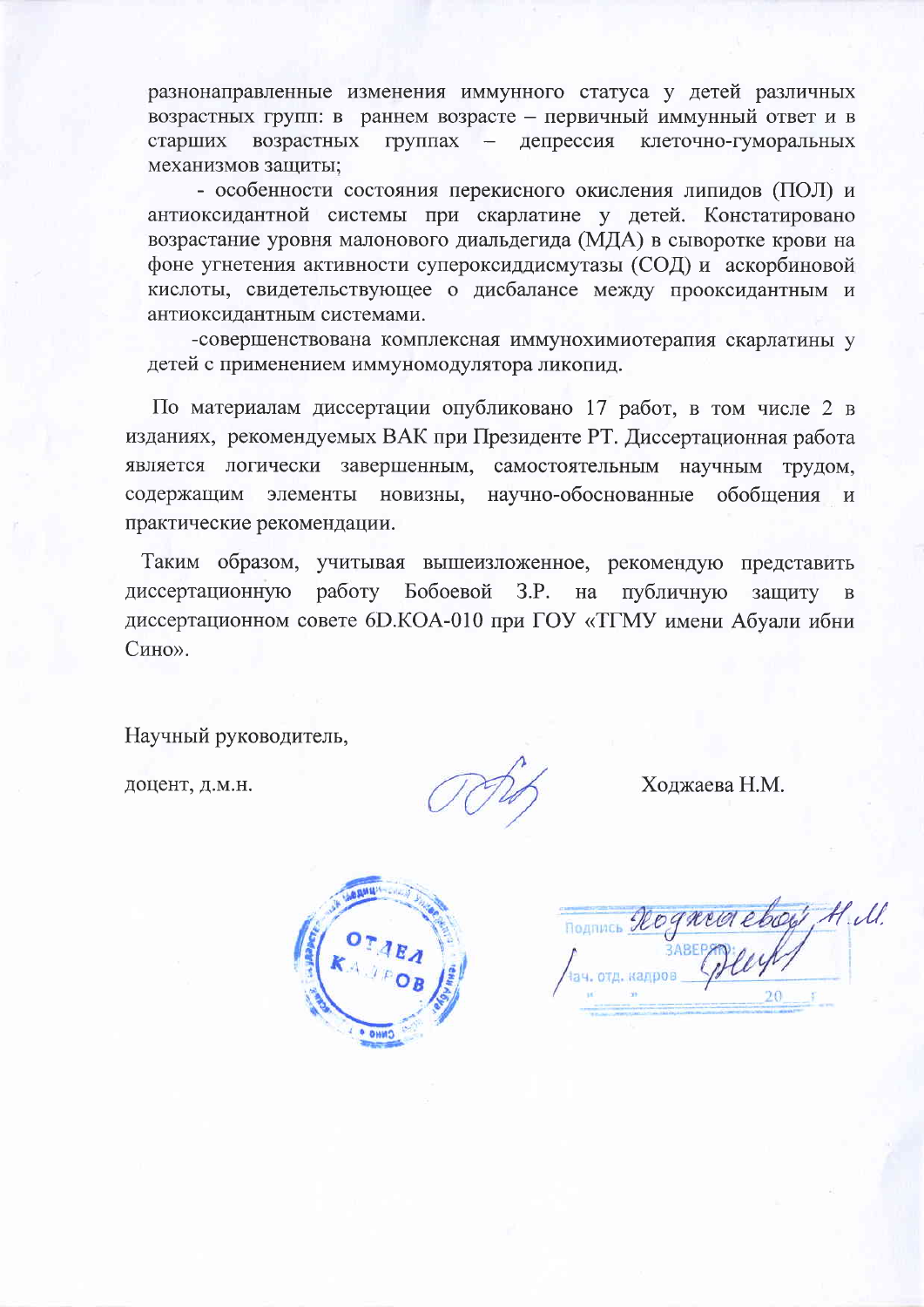разнонаправленные изменения иммунного статуса у детей различных возрастных групп: в раннем возрасте – первичный иммунный ответ и в старших возрастных группах – депрессия клеточно-гуморальных механизмов защиты;

- особенности состояния перекисного окисления липидов (ПОЛ) и антиоксидантной системы при скарлатине у детей. Констатировано возрастание уровня малонового диальдегида (МДА) в сыворотке крови на фоне угнетения активности супероксиддисмутазы (СОД) и аскорбиновой кислоты, свидетельствующее о дисбалансе между прооксидантным и антиоксидантным системами.

- совершенствована комплексная иммунохимиотерапия скарлатины у детей с применением иммуномодулятора ликопид.

По материалам диссертации опубликовано 17 работ, в том числе 2 в изданиях, рекомендуемых ВАК при Президенте РТ. Диссертационная работа является логически завершенным, самостоятельным научным трудом, содержащим элементы новизны, научно-обоснованные обобщения и практические рекомендации.

Таким образом, учитывая вышеизложенное, рекомендую представить диссертационную работу Бобоевой З.Р. на публичную защиту в диссертационном совете 6D.КОА-010 при ГОУ «ТГМУ имени Абуали ибни Сино».

Научный руководитель,

доцент, д.м.н. Ходжаева Н.М.

ОТДЕЛ КАДРОВ

Подпись Ходжаевой Н.М.

ЗАВЕРЯЮ:

Нач. отд. кадров

« » 20 г.